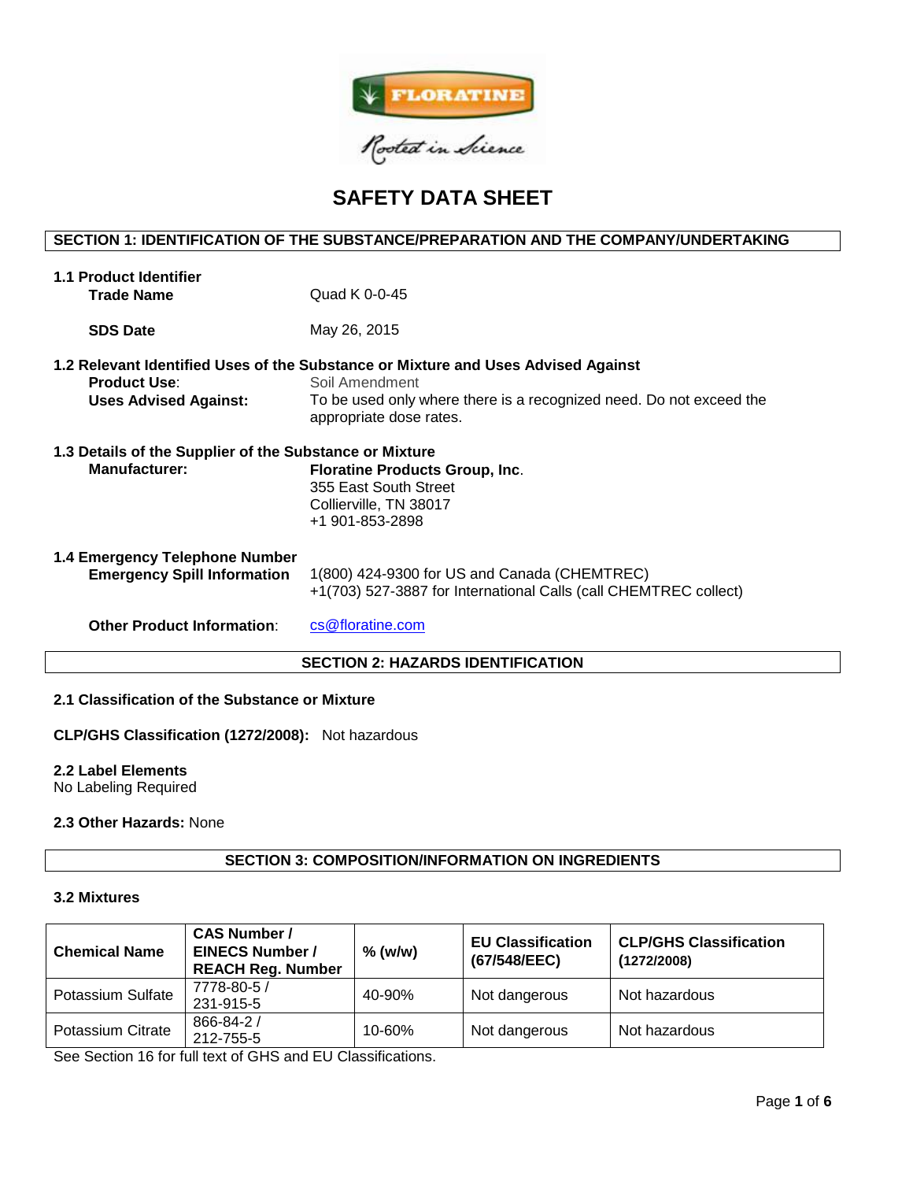FLORATINE

Rooted in Science

# SAFETY DATA SHEET

## SECTION 1: IDENTIFICATION OF THE SUBSTANCE/PREPARATION AND THE COMPANY/UNDERTAKING

### 1.1 Product Identifier

**Trade Name** Quad K 0-0-45

**SDS Date** May 26, 2015

### 1.2 Relevant Identified Uses of the Substance or Mixture and Uses Advised Against

**Product Use**: Soil Amendment

**Uses Advised Against:** To be used only where there is a recognized need. Do not exceed the appropriate dose rates.

### 1.3 Details of the Supplier of the Substance or Mixture

**Manufacturer:** **Floratine Products Group, Inc**.
355 East South Street
Collierville, TN 38017
+1 901-853-2898

### 1.4 Emergency Telephone Number

**Emergency Spill Information** 1(800) 424-9300 for US and Canada (CHEMTREC)
+1(703) 527-3887 for International Calls (call CHEMTREC collect)

**Other Product Information**: cs@floratine.com

## SECTION 2: HAZARDS IDENTIFICATION

### 2.1 Classification of the Substance or Mixture

**CLP/GHS Classification (1272/2008):** Not hazardous

### 2.2 Label Elements

No Labeling Required

**2.3 Other Hazards:** None

## SECTION 3: COMPOSITION/INFORMATION ON INGREDIENTS

### 3.2 Mixtures

| Chemical Name | CAS Number / EINECS Number / REACH Reg. Number | % (w/w) | EU Classification (67/548/EEC) | CLP/GHS Classification (1272/2008) |
|---|---|---|---|---|
| Potassium Sulfate | 7778-80-5 / 231-915-5 | 40-90% | Not dangerous | Not hazardous |
| Potassium Citrate | 866-84-2 / 212-755-5 | 10-60% | Not dangerous | Not hazardous |

See Section 16 for full text of GHS and EU Classifications.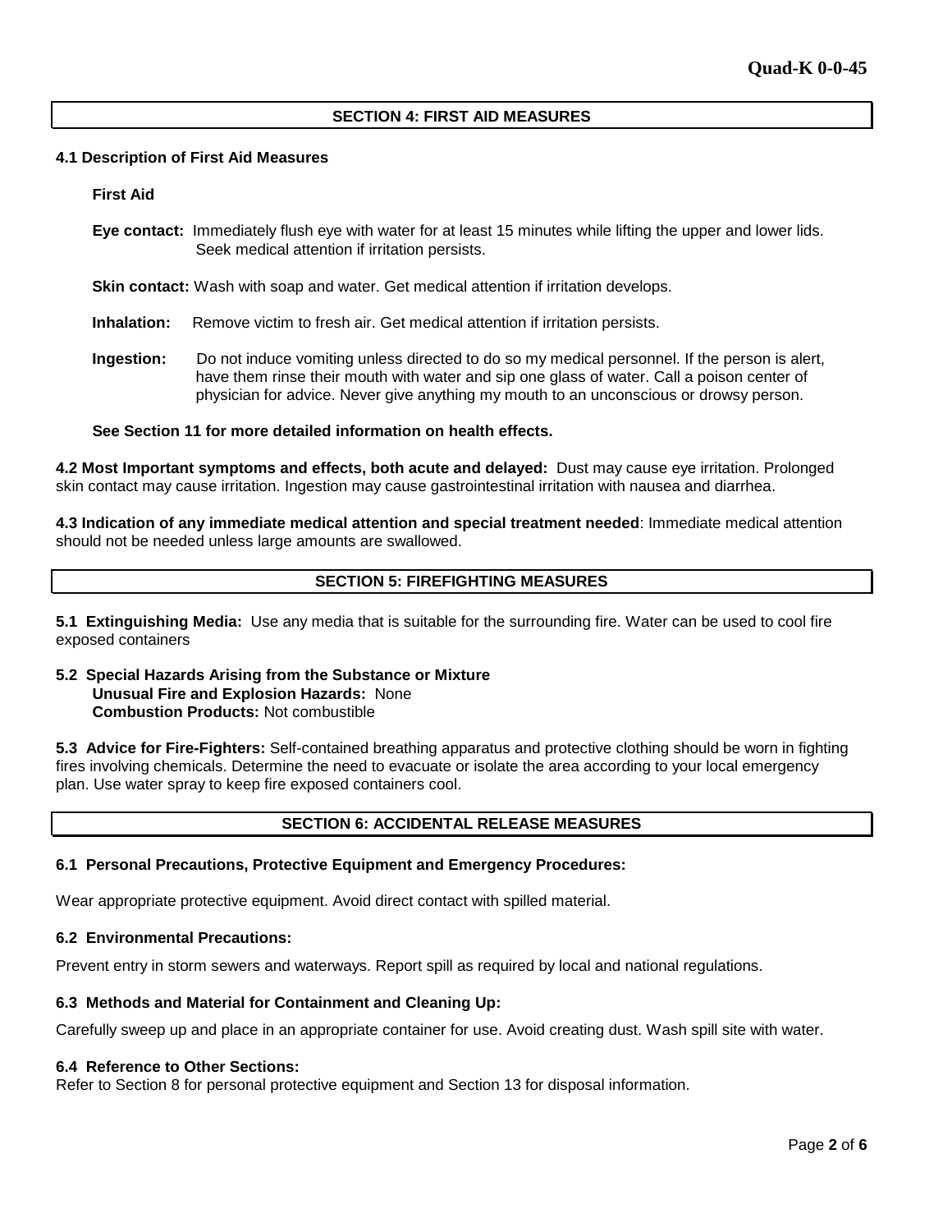## SECTION 4: FIRST AID MEASURES

### 4.1 Description of First Aid Measures

**First Aid**

**Eye contact:** Immediately flush eye with water for at least 15 minutes while lifting the upper and lower lids. Seek medical attention if irritation persists.

**Skin contact:** Wash with soap and water. Get medical attention if irritation develops.

**Inhalation:** Remove victim to fresh air. Get medical attention if irritation persists.

**Ingestion:** Do not induce vomiting unless directed to do so my medical personnel. If the person is alert, have them rinse their mouth with water and sip one glass of water. Call a poison center of physician for advice. Never give anything my mouth to an unconscious or drowsy person.

**See Section 11 for more detailed information on health effects.**

**4.2 Most Important symptoms and effects, both acute and delayed:** Dust may cause eye irritation. Prolonged skin contact may cause irritation. Ingestion may cause gastrointestinal irritation with nausea and diarrhea.

**4.3 Indication of any immediate medical attention and special treatment needed**: Immediate medical attention should not be needed unless large amounts are swallowed.

## SECTION 5: FIREFIGHTING MEASURES

**5.1 Extinguishing Media:** Use any media that is suitable for the surrounding fire. Water can be used to cool fire exposed containers

**5.2 Special Hazards Arising from the Substance or Mixture**
**Unusual Fire and Explosion Hazards:** None
**Combustion Products:** Not combustible

**5.3 Advice for Fire-Fighters:** Self-contained breathing apparatus and protective clothing should be worn in fighting fires involving chemicals. Determine the need to evacuate or isolate the area according to your local emergency plan. Use water spray to keep fire exposed containers cool.

## SECTION 6: ACCIDENTAL RELEASE MEASURES

### 6.1 Personal Precautions, Protective Equipment and Emergency Procedures:

Wear appropriate protective equipment. Avoid direct contact with spilled material.

### 6.2 Environmental Precautions:

Prevent entry in storm sewers and waterways. Report spill as required by local and national regulations.

### 6.3 Methods and Material for Containment and Cleaning Up:

Carefully sweep up and place in an appropriate container for use. Avoid creating dust. Wash spill site with water.

### 6.4 Reference to Other Sections:

Refer to Section 8 for personal protective equipment and Section 13 for disposal information.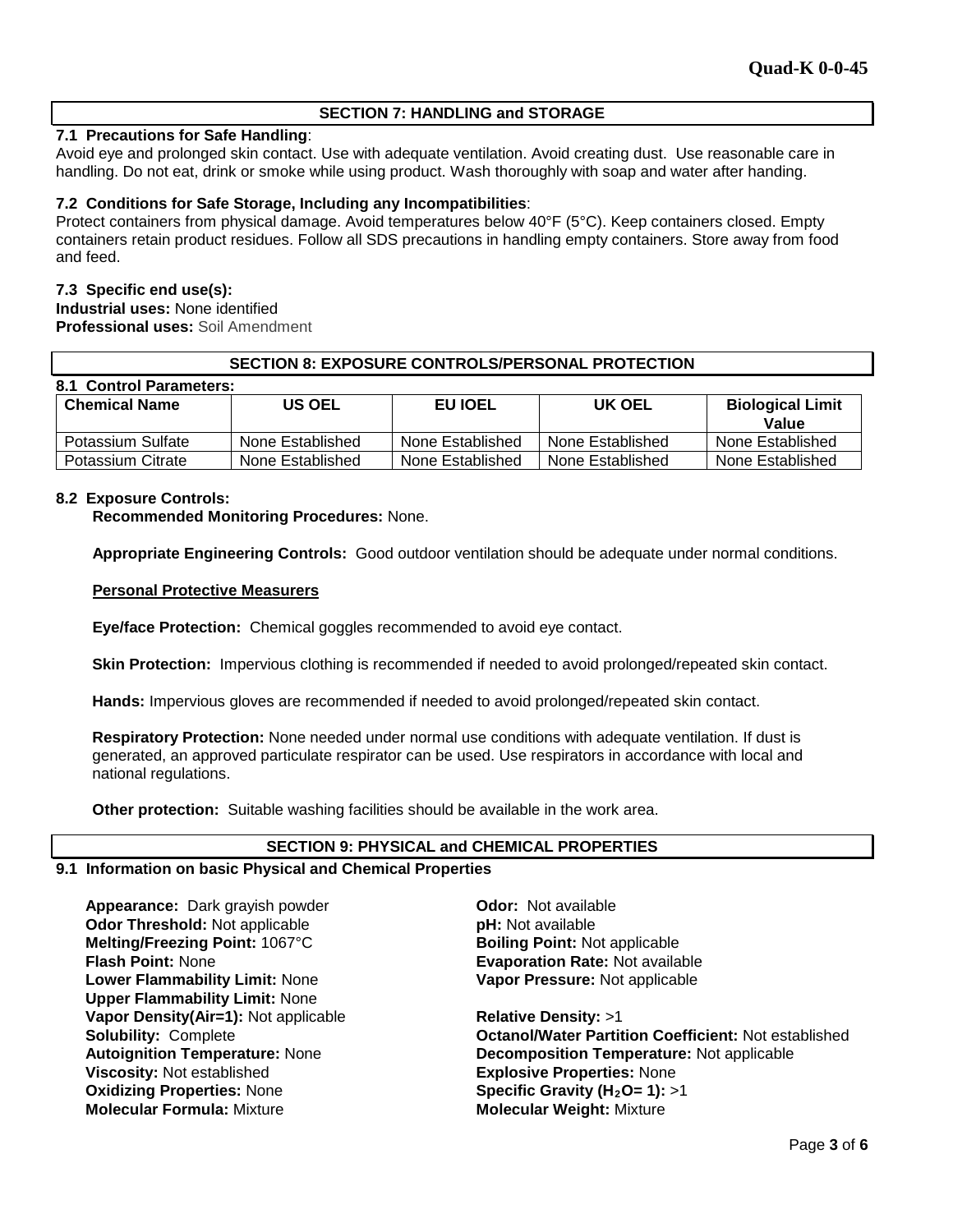## SECTION 7: HANDLING and STORAGE

**7.1 Precautions for Safe Handling**:

Avoid eye and prolonged skin contact. Use with adequate ventilation. Avoid creating dust. Use reasonable care in handling. Do not eat, drink or smoke while using product. Wash thoroughly with soap and water after handing.

**7.2 Conditions for Safe Storage, Including any Incompatibilities**:

Protect containers from physical damage. Avoid temperatures below 40°F (5°C). Keep containers closed. Empty containers retain product residues. Follow all SDS precautions in handling empty containers. Store away from food and feed.

**7.3 Specific end use(s):**

**Industrial uses:** None identified

**Professional uses:** Soil Amendment

## SECTION 8: EXPOSURE CONTROLS/PERSONAL PROTECTION

**8.1 Control Parameters:**

| Chemical Name | US OEL | EU IOEL | UK OEL | Biological Limit Value |
|---|---|---|---|---|
| Potassium Sulfate | None Established | None Established | None Established | None Established |
| Potassium Citrate | None Established | None Established | None Established | None Established |

**8.2 Exposure Controls:**

**Recommended Monitoring Procedures:** None.

**Appropriate Engineering Controls:** Good outdoor ventilation should be adequate under normal conditions.

**Personal Protective Measurers**

**Eye/face Protection:** Chemical goggles recommended to avoid eye contact.

**Skin Protection:** Impervious clothing is recommended if needed to avoid prolonged/repeated skin contact.

**Hands:** Impervious gloves are recommended if needed to avoid prolonged/repeated skin contact.

**Respiratory Protection:** None needed under normal use conditions with adequate ventilation. If dust is generated, an approved particulate respirator can be used. Use respirators in accordance with local and national regulations.

**Other protection:** Suitable washing facilities should be available in the work area.

## SECTION 9: PHYSICAL and CHEMICAL PROPERTIES

**9.1 Information on basic Physical and Chemical Properties**

**Appearance:** Dark grayish powder
**Odor Threshold:** Not applicable
**Melting/Freezing Point:** 1067°C
**Flash Point:** None
**Lower Flammability Limit:** None
**Upper Flammability Limit:** None
**Vapor Density(Air=1):** Not applicable
**Solubility:** Complete
**Autoignition Temperature:** None
**Viscosity:** Not established
**Oxidizing Properties:** None
**Molecular Formula:** Mixture

**Odor:** Not available
**pH:** Not available
**Boiling Point:** Not applicable
**Evaporation Rate:** Not available
**Vapor Pressure:** Not applicable

**Relative Density:** >1
**Octanol/Water Partition Coefficient:** Not established
**Decomposition Temperature:** Not applicable
**Explosive Properties:** None
**Specific Gravity ($H_2O$= 1):** >1
**Molecular Weight:** Mixture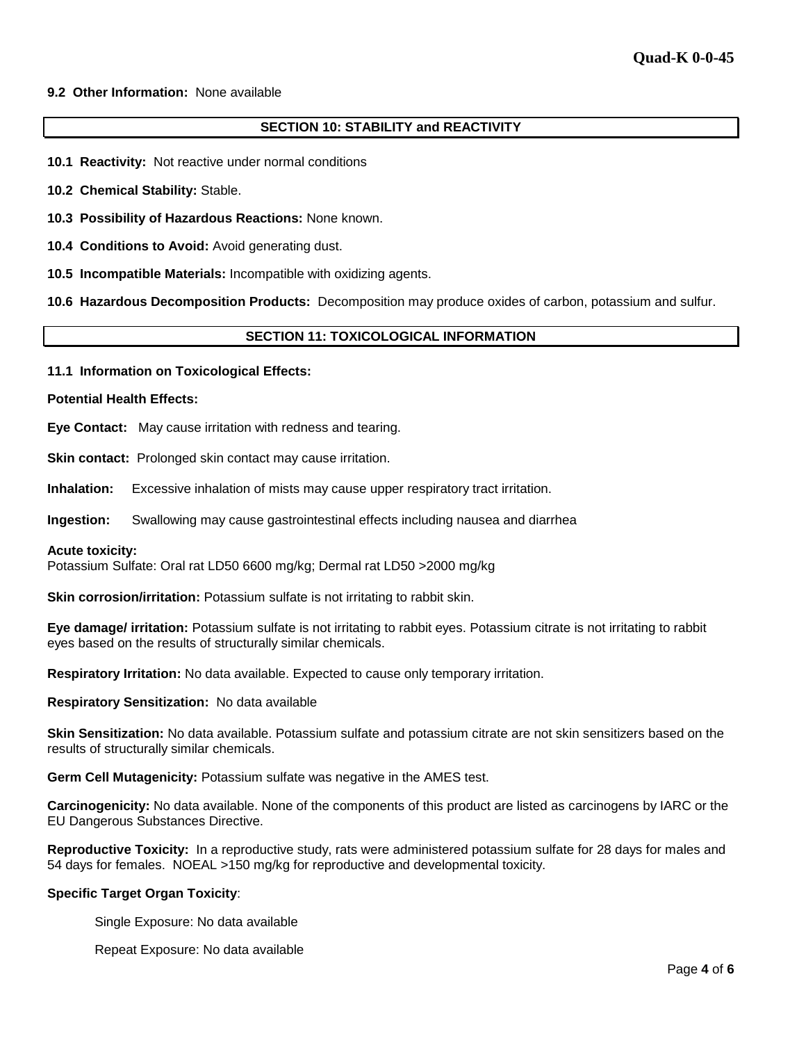**9.2 Other Information:** None available

## SECTION 10: STABILITY and REACTIVITY

**10.1 Reactivity:** Not reactive under normal conditions

**10.2 Chemical Stability:** Stable.

**10.3 Possibility of Hazardous Reactions:** None known.

**10.4 Conditions to Avoid:** Avoid generating dust.

**10.5 Incompatible Materials:** Incompatible with oxidizing agents.

**10.6 Hazardous Decomposition Products:** Decomposition may produce oxides of carbon, potassium and sulfur.

## SECTION 11: TOXICOLOGICAL INFORMATION

**11.1 Information on Toxicological Effects:**

**Potential Health Effects:**

**Eye Contact:** May cause irritation with redness and tearing.

**Skin contact:** Prolonged skin contact may cause irritation.

**Inhalation:** Excessive inhalation of mists may cause upper respiratory tract irritation.

**Ingestion:** Swallowing may cause gastrointestinal effects including nausea and diarrhea

**Acute toxicity:**
Potassium Sulfate: Oral rat LD50 6600 mg/kg; Dermal rat LD50 >2000 mg/kg

**Skin corrosion/irritation:** Potassium sulfate is not irritating to rabbit skin.

**Eye damage/ irritation:** Potassium sulfate is not irritating to rabbit eyes. Potassium citrate is not irritating to rabbit eyes based on the results of structurally similar chemicals.

**Respiratory Irritation:** No data available. Expected to cause only temporary irritation.

**Respiratory Sensitization:** No data available

**Skin Sensitization:** No data available. Potassium sulfate and potassium citrate are not skin sensitizers based on the results of structurally similar chemicals.

**Germ Cell Mutagenicity:** Potassium sulfate was negative in the AMES test.

**Carcinogenicity:** No data available. None of the components of this product are listed as carcinogens by IARC or the EU Dangerous Substances Directive.

**Reproductive Toxicity:** In a reproductive study, rats were administered potassium sulfate for 28 days for males and 54 days for females. NOEAL >150 mg/kg for reproductive and developmental toxicity.

**Specific Target Organ Toxicity**:

Single Exposure: No data available

Repeat Exposure: No data available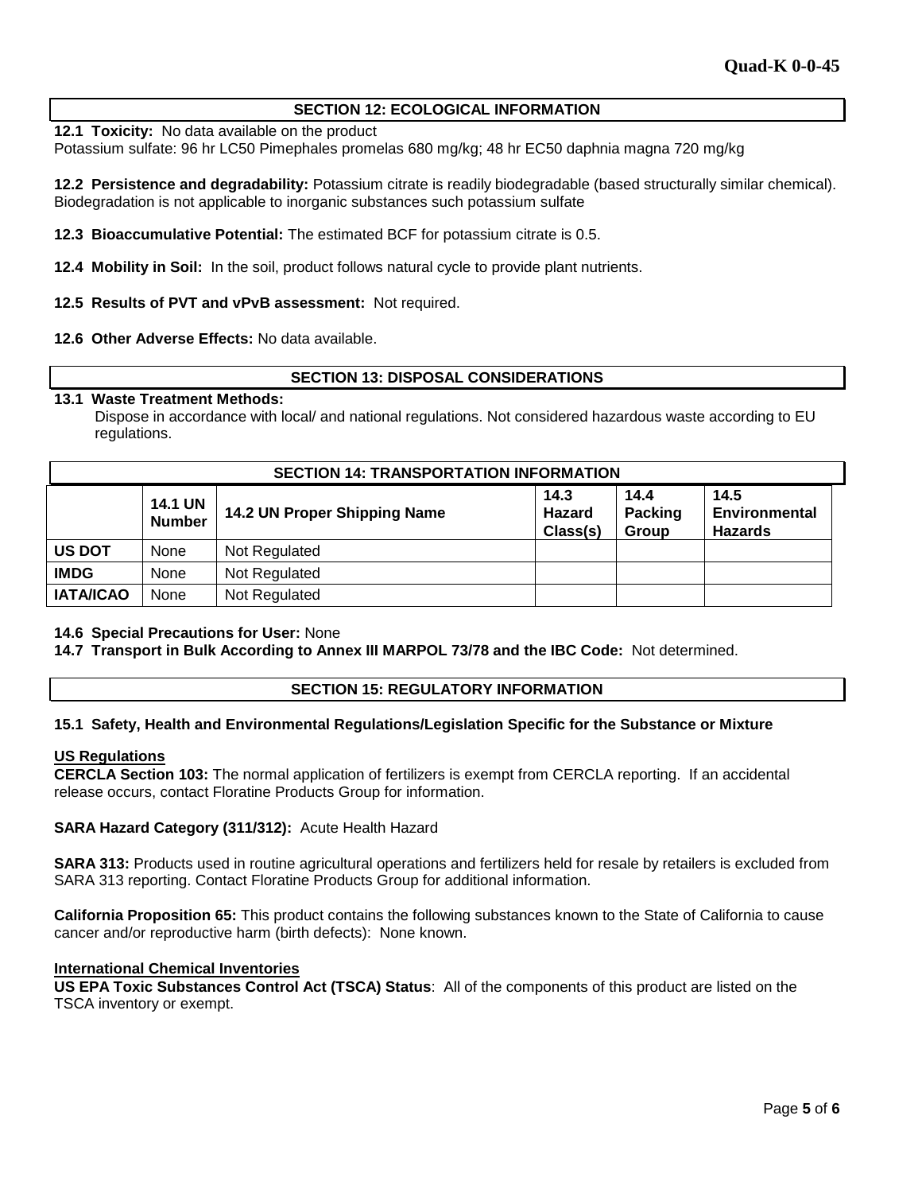## SECTION 12: ECOLOGICAL INFORMATION

**12.1 Toxicity:** No data available on the product
Potassium sulfate: 96 hr LC50 Pimephales promelas 680 mg/kg; 48 hr EC50 daphnia magna 720 mg/kg

**12.2 Persistence and degradability:** Potassium citrate is readily biodegradable (based structurally similar chemical). Biodegradation is not applicable to inorganic substances such potassium sulfate

**12.3 Bioaccumulative Potential:** The estimated BCF for potassium citrate is 0.5.

**12.4 Mobility in Soil:** In the soil, product follows natural cycle to provide plant nutrients.

**12.5 Results of PVT and vPvB assessment:** Not required.

**12.6 Other Adverse Effects:** No data available.

## SECTION 13: DISPOSAL CONSIDERATIONS

**13.1 Waste Treatment Methods:**
Dispose in accordance with local/ and national regulations. Not considered hazardous waste according to EU regulations.

## SECTION 14: TRANSPORTATION INFORMATION

| | 14.1 UN Number | 14.2 UN Proper Shipping Name | 14.3 Hazard Class(s) | 14.4 Packing Group | 14.5 Environmental Hazards |
|---|---|---|---|---|---|
| **US DOT** | None | Not Regulated | | | |
| **IMDG** | None | Not Regulated | | | |
| **IATA/ICAO** | None | Not Regulated | | | |

**14.6 Special Precautions for User:** None
**14.7 Transport in Bulk According to Annex III MARPOL 73/78 and the IBC Code:** Not determined.

## SECTION 15: REGULATORY INFORMATION

**15.1 Safety, Health and Environmental Regulations/Legislation Specific for the Substance or Mixture**

**US Regulations**
**CERCLA Section 103:** The normal application of fertilizers is exempt from CERCLA reporting. If an accidental release occurs, contact Floratine Products Group for information.

**SARA Hazard Category (311/312):** Acute Health Hazard

**SARA 313:** Products used in routine agricultural operations and fertilizers held for resale by retailers is excluded from SARA 313 reporting. Contact Floratine Products Group for additional information.

**California Proposition 65:** This product contains the following substances known to the State of California to cause cancer and/or reproductive harm (birth defects): None known.

**International Chemical Inventories**
**US EPA Toxic Substances Control Act (TSCA) Status**: All of the components of this product are listed on the TSCA inventory or exempt.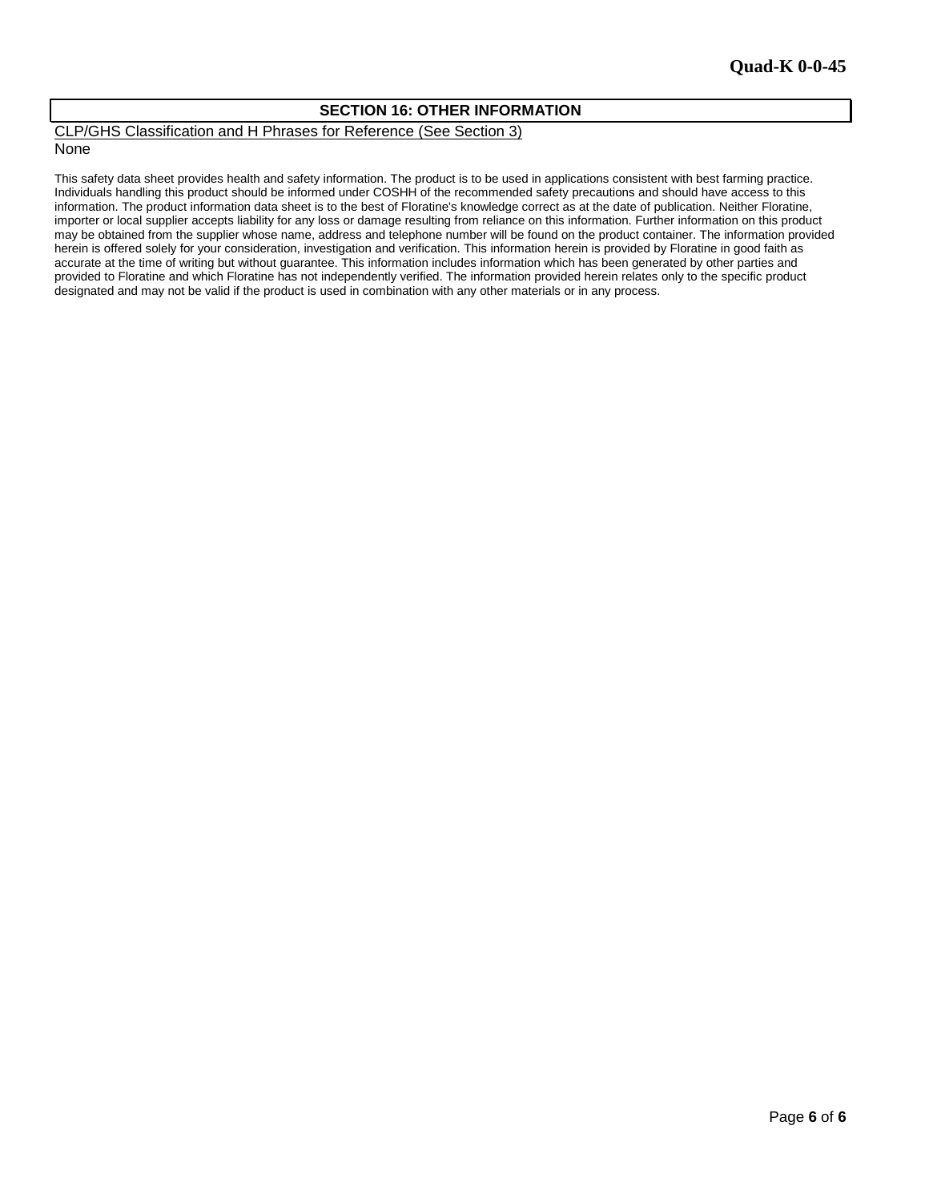## SECTION 16: OTHER INFORMATION

CLP/GHS Classification and H Phrases for Reference (See Section 3)

None

This safety data sheet provides health and safety information. The product is to be used in applications consistent with best farming practice. Individuals handling this product should be informed under COSHH of the recommended safety precautions and should have access to this information. The product information data sheet is to the best of Floratine's knowledge correct as at the date of publication. Neither Floratine, importer or local supplier accepts liability for any loss or damage resulting from reliance on this information. Further information on this product may be obtained from the supplier whose name, address and telephone number will be found on the product container. The information provided herein is offered solely for your consideration, investigation and verification. This information herein is provided by Floratine in good faith as accurate at the time of writing but without guarantee. This information includes information which has been generated by other parties and provided to Floratine and which Floratine has not independently verified. The information provided herein relates only to the specific product designated and may not be valid if the product is used in combination with any other materials or in any process.